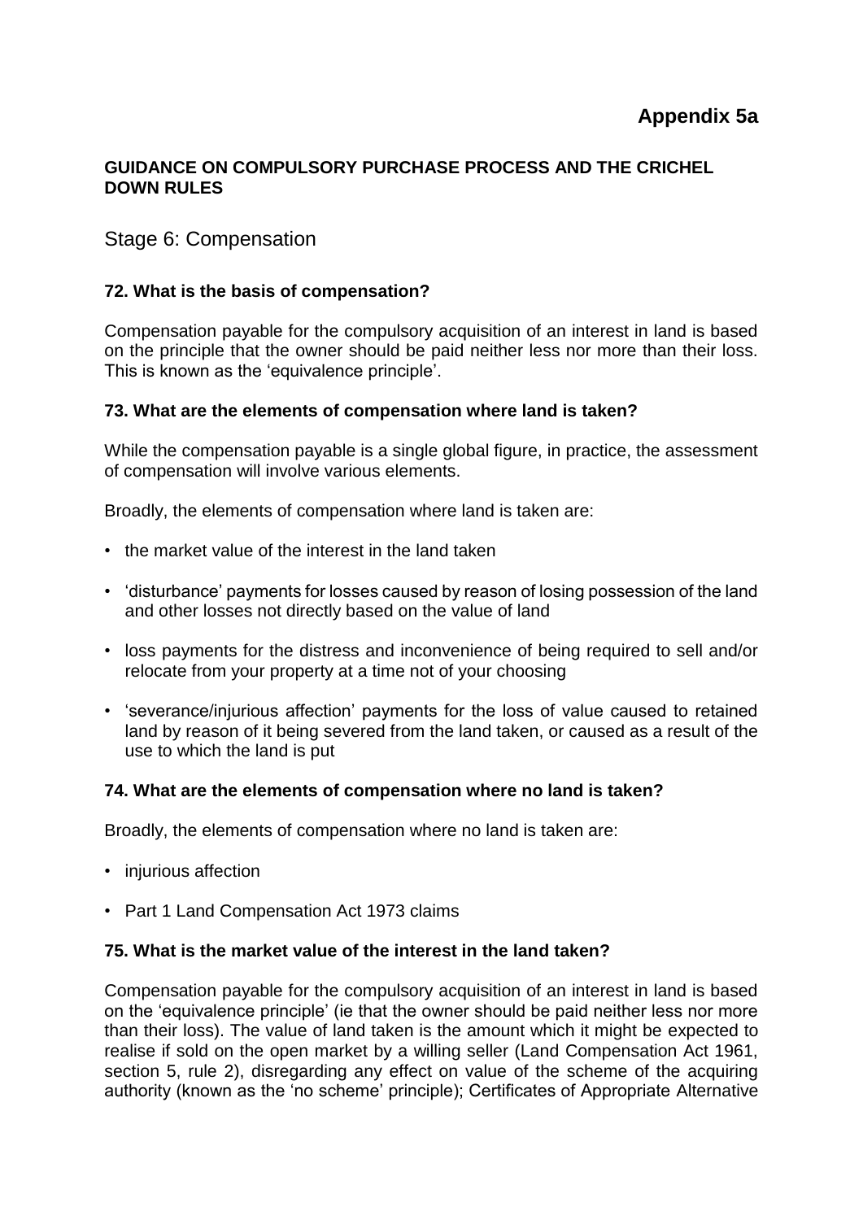# Appendix 5a

**GUIDANCE ON COMPULSORY PURCHASE PROCESS AND THE CRICHEL DOWN RULES**

## Stage 6: Compensation

### 72. What is the basis of compensation?

Compensation payable for the compulsory acquisition of an interest in land is based on the principle that the owner should be paid neither less nor more than their loss. This is known as the 'equivalence principle'.

### 73. What are the elements of compensation where land is taken?

While the compensation payable is a single global figure, in practice, the assessment of compensation will involve various elements.

Broadly, the elements of compensation where land is taken are:

- the market value of the interest in the land taken
- 'disturbance' payments for losses caused by reason of losing possession of the land and other losses not directly based on the value of land
- loss payments for the distress and inconvenience of being required to sell and/or relocate from your property at a time not of your choosing
- 'severance/injurious affection' payments for the loss of value caused to retained land by reason of it being severed from the land taken, or caused as a result of the use to which the land is put

### 74. What are the elements of compensation where no land is taken?

Broadly, the elements of compensation where no land is taken are:

- injurious affection
- Part 1 Land Compensation Act 1973 claims

### 75. What is the market value of the interest in the land taken?

Compensation payable for the compulsory acquisition of an interest in land is based on the 'equivalence principle' (ie that the owner should be paid neither less nor more than their loss). The value of land taken is the amount which it might be expected to realise if sold on the open market by a willing seller (Land Compensation Act 1961, section 5, rule 2), disregarding any effect on value of the scheme of the acquiring authority (known as the 'no scheme' principle); Certificates of Appropriate Alternative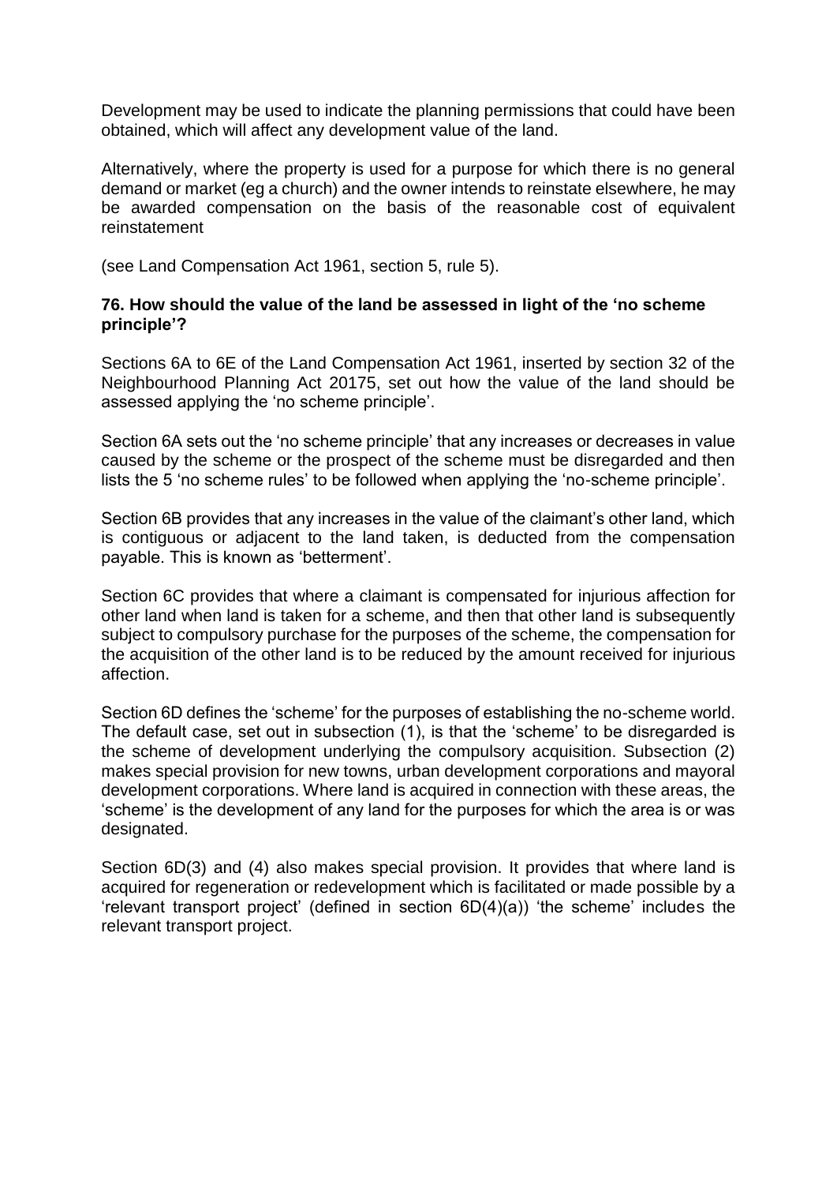Development may be used to indicate the planning permissions that could have been obtained, which will affect any development value of the land.

Alternatively, where the property is used for a purpose for which there is no general demand or market (eg a church) and the owner intends to reinstate elsewhere, he may be awarded compensation on the basis of the reasonable cost of equivalent reinstatement

(see Land Compensation Act 1961, section 5, rule 5).

**76. How should the value of the land be assessed in light of the 'no scheme principle'?**

Sections 6A to 6E of the Land Compensation Act 1961, inserted by section 32 of the Neighbourhood Planning Act 2017[5], set out how the value of the land should be assessed applying the 'no scheme principle'.

Section 6A sets out the 'no scheme principle' that any increases or decreases in value caused by the scheme or the prospect of the scheme must be disregarded and then lists the 5 'no scheme rules' to be followed when applying the 'no-scheme principle'.

Section 6B provides that any increases in the value of the claimant's other land, which is contiguous or adjacent to the land taken, is deducted from the compensation payable. This is known as 'betterment'.

Section 6C provides that where a claimant is compensated for injurious affection for other land when land is taken for a scheme, and then that other land is subsequently subject to compulsory purchase for the purposes of the scheme, the compensation for the acquisition of the other land is to be reduced by the amount received for injurious affection.

Section 6D defines the 'scheme' for the purposes of establishing the no-scheme world. The default case, set out in subsection (1), is that the 'scheme' to be disregarded is the scheme of development underlying the compulsory acquisition. Subsection (2) makes special provision for new towns, urban development corporations and mayoral development corporations. Where land is acquired in connection with these areas, the 'scheme' is the development of any land for the purposes for which the area is or was designated.

Section 6D(3) and (4) also makes special provision. It provides that where land is acquired for regeneration or redevelopment which is facilitated or made possible by a 'relevant transport project' (defined in section 6D(4)(a)) 'the scheme' includes the relevant transport project.